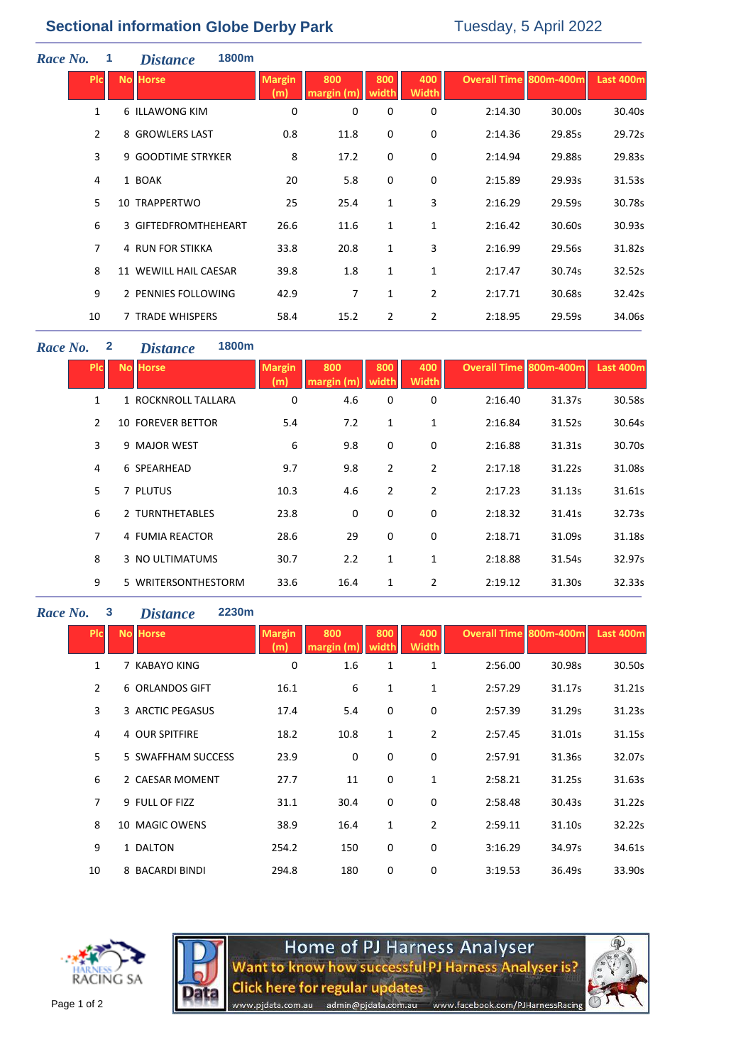# Sectional information Globe Derby Park

Tuesday, 5 April 2022

## *Race No.* 1 *Distance* 1800m

| Plc | No | Horse | Margin (m) | 800 margin (m) | 800 width | 400 Width | Overall Time | 800m-400m | Last 400m |
|---|---|---|---|---|---|---|---|---|---|
| 1 | 6 | ILLAWONG KIM | 0 | 0 | 0 | 0 | 2:14.30 | 30.00s | 30.40s |
| 2 | 8 | GROWLERS LAST | 0.8 | 11.8 | 0 | 0 | 2:14.36 | 29.85s | 29.72s |
| 3 | 9 | GOODTIME STRYKER | 8 | 17.2 | 0 | 0 | 2:14.94 | 29.88s | 29.83s |
| 4 | 1 | BOAK | 20 | 5.8 | 0 | 0 | 2:15.89 | 29.93s | 31.53s |
| 5 | 10 | TRAPPERTWO | 25 | 25.4 | 1 | 3 | 2:16.29 | 29.59s | 30.78s |
| 6 | 3 | GIFTEDFROMTHEHEART | 26.6 | 11.6 | 1 | 1 | 2:16.42 | 30.60s | 30.93s |
| 7 | 4 | RUN FOR STIKKA | 33.8 | 20.8 | 1 | 3 | 2:16.99 | 29.56s | 31.82s |
| 8 | 11 | WEWILL HAIL CAESAR | 39.8 | 1.8 | 1 | 1 | 2:17.47 | 30.74s | 32.52s |
| 9 | 2 | PENNIES FOLLOWING | 42.9 | 7 | 1 | 2 | 2:17.71 | 30.68s | 32.42s |
| 10 | 7 | TRADE WHISPERS | 58.4 | 15.2 | 2 | 2 | 2:18.95 | 29.59s | 34.06s |

## *Race No.* 2 *Distance* 1800m

| Plc | No | Horse | Margin (m) | 800 margin (m) | 800 width | 400 Width | Overall Time | 800m-400m | Last 400m |
|---|---|---|---|---|---|---|---|---|---|
| 1 | 1 | ROCKNROLL TALLARA | 0 | 4.6 | 0 | 0 | 2:16.40 | 31.37s | 30.58s |
| 2 | 10 | FOREVER BETTOR | 5.4 | 7.2 | 1 | 1 | 2:16.84 | 31.52s | 30.64s |
| 3 | 9 | MAJOR WEST | 6 | 9.8 | 0 | 0 | 2:16.88 | 31.31s | 30.70s |
| 4 | 6 | SPEARHEAD | 9.7 | 9.8 | 2 | 2 | 2:17.18 | 31.22s | 31.08s |
| 5 | 7 | PLUTUS | 10.3 | 4.6 | 2 | 2 | 2:17.23 | 31.13s | 31.61s |
| 6 | 2 | TURNTHETABLES | 23.8 | 0 | 0 | 0 | 2:18.32 | 31.41s | 32.73s |
| 7 | 4 | FUMIA REACTOR | 28.6 | 29 | 0 | 0 | 2:18.71 | 31.09s | 31.18s |
| 8 | 3 | NO ULTIMATUMS | 30.7 | 2.2 | 1 | 1 | 2:18.88 | 31.54s | 32.97s |
| 9 | 5 | WRITERSONTHESTORM | 33.6 | 16.4 | 1 | 2 | 2:19.12 | 31.30s | 32.33s |

## *Race No.* 3 *Distance* 2230m

| Plc | No | Horse | Margin (m) | 800 margin (m) | 800 width | 400 Width | Overall Time | 800m-400m | Last 400m |
|---|---|---|---|---|---|---|---|---|---|
| 1 | 7 | KABAYO KING | 0 | 1.6 | 1 | 1 | 2:56.00 | 30.98s | 30.50s |
| 2 | 6 | ORLANDOS GIFT | 16.1 | 6 | 1 | 1 | 2:57.29 | 31.17s | 31.21s |
| 3 | 3 | ARCTIC PEGASUS | 17.4 | 5.4 | 0 | 0 | 2:57.39 | 31.29s | 31.23s |
| 4 | 4 | OUR SPITFIRE | 18.2 | 10.8 | 1 | 2 | 2:57.45 | 31.01s | 31.15s |
| 5 | 5 | SWAFFHAM SUCCESS | 23.9 | 0 | 0 | 0 | 2:57.91 | 31.36s | 32.07s |
| 6 | 2 | CAESAR MOMENT | 27.7 | 11 | 0 | 1 | 2:58.21 | 31.25s | 31.63s |
| 7 | 9 | FULL OF FIZZ | 31.1 | 30.4 | 0 | 0 | 2:58.48 | 30.43s | 31.22s |
| 8 | 10 | MAGIC OWENS | 38.9 | 16.4 | 1 | 2 | 2:59.11 | 31.10s | 32.22s |
| 9 | 1 | DALTON | 254.2 | 150 | 0 | 0 | 3:16.29 | 34.97s | 34.61s |
| 10 | 8 | BACARDI BINDI | 294.8 | 180 | 0 | 0 | 3:19.53 | 36.49s | 33.90s |

HARNESS RACING SA

Home of PJ Harness Analyser
Want to know how successful PJ Harness Analyser is?
Click here for regular updates
www.pjdata.com.au admin@pjdata.com.au www.facebook.com/PJHarnessRacing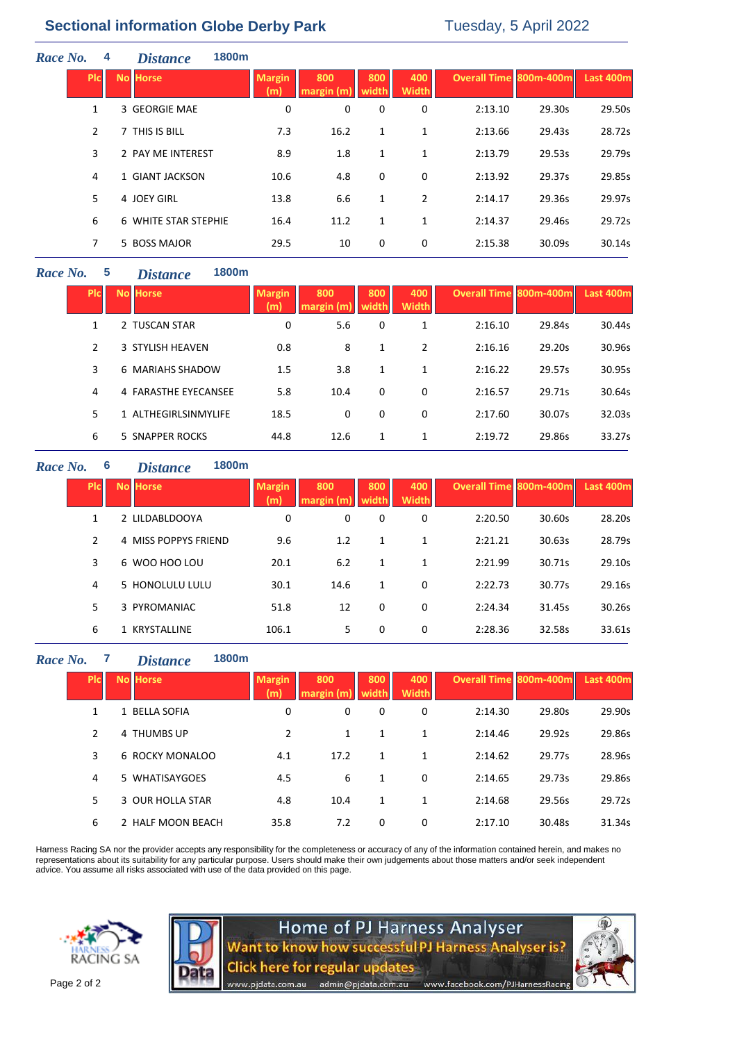# Sectional information Globe Derby Park

Tuesday, 5 April 2022

***Race No.*** 4 ***Distance*** 1800m

| Plc | No | Horse | Margin (m) | 800 margin (m) | 800 width | 400 Width | Overall Time | 800m-400m | Last 400m |
|---|---|---|---|---|---|---|---|---|---|
| 1 | 3 | GEORGIE MAE | 0 | 0 | 0 | 0 | 2:13.10 | 29.30s | 29.50s |
| 2 | 7 | THIS IS BILL | 7.3 | 16.2 | 1 | 1 | 2:13.66 | 29.43s | 28.72s |
| 3 | 2 | PAY ME INTEREST | 8.9 | 1.8 | 1 | 1 | 2:13.79 | 29.53s | 29.79s |
| 4 | 1 | GIANT JACKSON | 10.6 | 4.8 | 0 | 0 | 2:13.92 | 29.37s | 29.85s |
| 5 | 4 | JOEY GIRL | 13.8 | 6.6 | 1 | 2 | 2:14.17 | 29.36s | 29.97s |
| 6 | 6 | WHITE STAR STEPHIE | 16.4 | 11.2 | 1 | 1 | 2:14.37 | 29.46s | 29.72s |
| 7 | 5 | BOSS MAJOR | 29.5 | 10 | 0 | 0 | 2:15.38 | 30.09s | 30.14s |

***Race No.*** 5 ***Distance*** 1800m

| Plc | No | Horse | Margin (m) | 800 margin (m) | 800 width | 400 Width | Overall Time | 800m-400m | Last 400m |
|---|---|---|---|---|---|---|---|---|---|
| 1 | 2 | TUSCAN STAR | 0 | 5.6 | 0 | 1 | 2:16.10 | 29.84s | 30.44s |
| 2 | 3 | STYLISH HEAVEN | 0.8 | 8 | 1 | 2 | 2:16.16 | 29.20s | 30.96s |
| 3 | 6 | MARIAHS SHADOW | 1.5 | 3.8 | 1 | 1 | 2:16.22 | 29.57s | 30.95s |
| 4 | 4 | FARASTHE EYECANSEE | 5.8 | 10.4 | 0 | 0 | 2:16.57 | 29.71s | 30.64s |
| 5 | 1 | ALTHEGIRLSINMYLIFE | 18.5 | 0 | 0 | 0 | 2:17.60 | 30.07s | 32.03s |
| 6 | 5 | SNAPPER ROCKS | 44.8 | 12.6 | 1 | 1 | 2:19.72 | 29.86s | 33.27s |

***Race No.*** 6 ***Distance*** 1800m

| Plc | No | Horse | Margin (m) | 800 margin (m) | 800 width | 400 Width | Overall Time | 800m-400m | Last 400m |
|---|---|---|---|---|---|---|---|---|---|
| 1 | 2 | LILDABLDOOYA | 0 | 0 | 0 | 0 | 2:20.50 | 30.60s | 28.20s |
| 2 | 4 | MISS POPPYS FRIEND | 9.6 | 1.2 | 1 | 1 | 2:21.21 | 30.63s | 28.79s |
| 3 | 6 | WOO HOO LOU | 20.1 | 6.2 | 1 | 1 | 2:21.99 | 30.71s | 29.10s |
| 4 | 5 | HONOLULU LULU | 30.1 | 14.6 | 1 | 0 | 2:22.73 | 30.77s | 29.16s |
| 5 | 3 | PYROMANIAC | 51.8 | 12 | 0 | 0 | 2:24.34 | 31.45s | 30.26s |
| 6 | 1 | KRYSTALLINE | 106.1 | 5 | 0 | 0 | 2:28.36 | 32.58s | 33.61s |

***Race No.*** 7 ***Distance*** 1800m

| Plc | No | Horse | Margin (m) | 800 margin (m) | 800 width | 400 Width | Overall Time | 800m-400m | Last 400m |
|---|---|---|---|---|---|---|---|---|---|
| 1 | 1 | BELLA SOFIA | 0 | 0 | 0 | 0 | 2:14.30 | 29.80s | 29.90s |
| 2 | 4 | THUMBS UP | 2 | 1 | 1 | 1 | 2:14.46 | 29.92s | 29.86s |
| 3 | 6 | ROCKY MONALOO | 4.1 | 17.2 | 1 | 1 | 2:14.62 | 29.77s | 28.96s |
| 4 | 5 | WHATISAYGOES | 4.5 | 6 | 1 | 0 | 2:14.65 | 29.73s | 29.86s |
| 5 | 3 | OUR HOLLA STAR | 4.8 | 10.4 | 1 | 1 | 2:14.68 | 29.56s | 29.72s |
| 6 | 2 | HALF MOON BEACH | 35.8 | 7.2 | 0 | 0 | 2:17.10 | 30.48s | 31.34s |

Harness Racing SA nor the provider accepts any responsibility for the completeness or accuracy of any of the information contained herein, and makes no representations about its suitability for any particular purpose. Users should make their own judgements about those matters and/or seek independent advice. You assume all risks associated with use of the data provided on this page.

HARNESS RACING SA

Home of PJ Harness Analyser
Want to know how successful PJ Harness Analyser is?
Click here for regular updates
www.pjdata.com.au admin@pjdata.com.au www.facebook.com/PJHarnessRacing